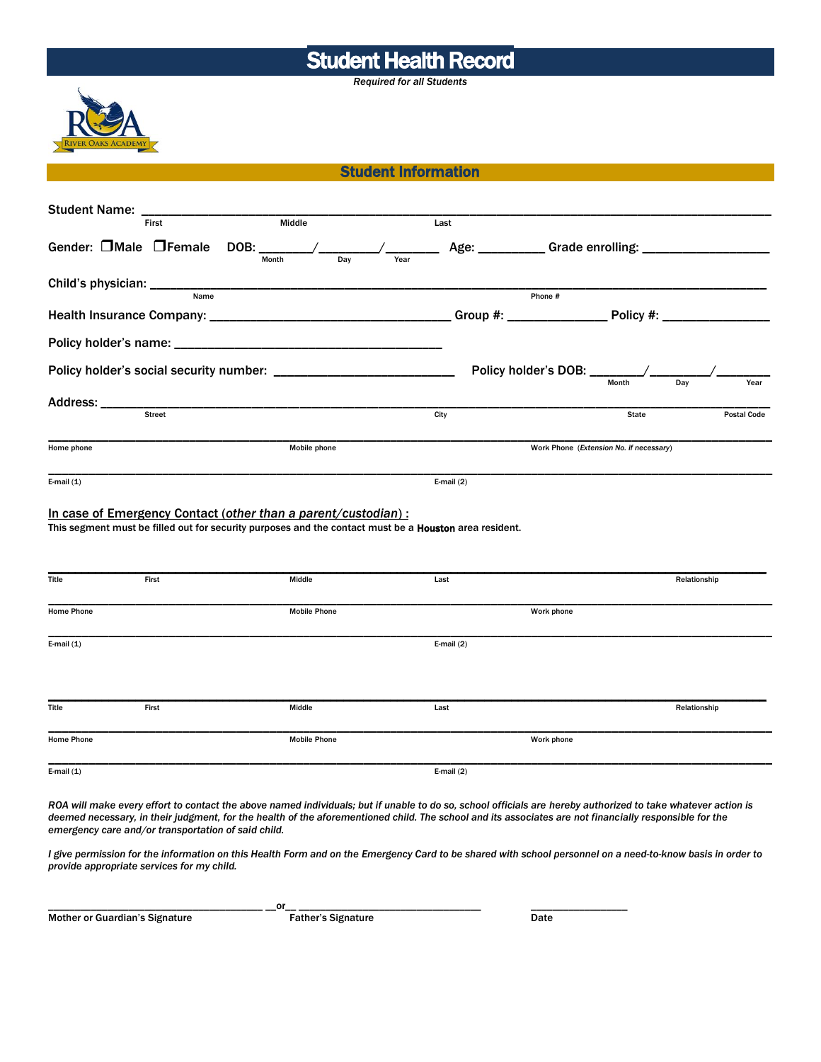# Student Health Record

*Required for all Students*

## Student Information

Student Name: ______________________________________________________________________
First Middle Last

Gender: ❒Male ❒Female DOB: _______/________/_______ Age: _________ Grade enrolling: _________________
Month Day Year

Child's physician: ____________________________________________________________________________
Name Phone #

Health Insurance Company: _________________________________ Group #: ______________ Policy #: _______________

Policy holder's name: ______________________________________

Policy holder's social security number: _________________________ Policy holder's DOB: _______/________/_______
Month Day Year

Address: ______________________________________________________________________________
Street City State Postal Code

______________________________________________________________________________
Home phone Mobile phone Work Phone (*Extension No. if necessary*)

______________________________________________________________________________
E-mail (1) E-mail (2)

In case of Emergency Contact (*other than a parent/custodian*) :

This segment must be filled out for security purposes and the contact must be a **Houston** area resident.

______________________________________________________________________________
Title First Middle Last Relationship

______________________________________________________________________________
Home Phone Mobile Phone Work phone

______________________________________________________________________________
E-mail (1) E-mail (2)

______________________________________________________________________________
Title First Middle Last Relationship

______________________________________________________________________________
Home Phone Mobile Phone Work phone

______________________________________________________________________________
E-mail (1) E-mail (2)

*ROA will make every effort to contact the above named individuals; but if unable to do so, school officials are hereby authorized to take whatever action is deemed necessary, in their judgment, for the health of the aforementioned child. The school and its associates are not financially responsible for the emergency care and/or transportation of said child.*

*I give permission for the information on this Health Form and on the Emergency Card to be shared with school personnel on a need-to-know basis in order to provide appropriate services for my child.*

_________________________________ __or__ _____________________________ _______________
Mother or Guardian's Signature Father's Signature Date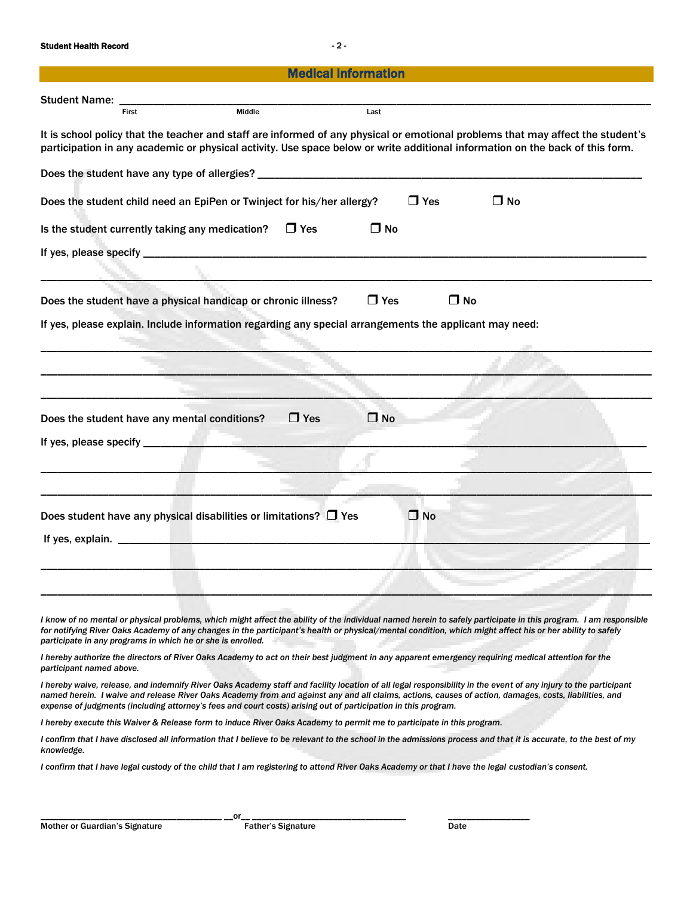## Medical Information

Student Name: ______________________________________________________________
First Middle Last

It is school policy that the teacher and staff are informed of any physical or emotional problems that may affect the student's participation in any academic or physical activity. Use space below or write additional information on the back of this form.

Does the student have any type of allergies? ______________________________________________

Does the student child need an EpiPen or Twinject for his/her allergy? ☐ Yes ☐ No

Is the student currently taking any medication? ☐ Yes ☐ No

If yes, please specify ______________________________________________________________

______________________________________________________________

Does the student have a physical handicap or chronic illness? ☐ Yes ☐ No

If yes, please explain. Include information regarding any special arrangements the applicant may need:

______________________________________________________________

______________________________________________________________

______________________________________________________________

Does the student have any mental conditions? ☐ Yes ☐ No

If yes, please specify ______________________________________________________________

______________________________________________________________

______________________________________________________________

Does student have any physical disabilities or limitations? ☐ Yes ☐ No

If yes, explain. ______________________________________________________________

______________________________________________________________

______________________________________________________________

*I know of no mental or physical problems, which might affect the ability of the individual named herein to safely participate in this program. I am responsible for notifying River Oaks Academy of any changes in the participant's health or physical/mental condition, which might affect his or her ability to safely participate in any programs in which he or she is enrolled.*

*I hereby authorize the directors of River Oaks Academy to act on their best judgment in any apparent emergency requiring medical attention for the participant named above.*

*I hereby waive, release, and indemnify River Oaks Academy staff and facility location of all legal responsibility in the event of any injury to the participant named herein. I waive and release River Oaks Academy from and against any and all claims, actions, causes of action, damages, costs, liabilities, and expense of judgments (including attorney's fees and court costs) arising out of participation in this program.*

*I hereby execute this Waiver & Release form to induce River Oaks Academy to permit me to participate in this program.*

*I confirm that I have disclosed all information that I believe to be relevant to the school in the admissions process and that it is accurate, to the best of my knowledge.*

*I confirm that I have legal custody of the child that I am registering to attend River Oaks Academy or that I have the legal custodian's consent.*

______________________________ __or__ ______________________________ ________________
Mother or Guardian's Signature Father's Signature Date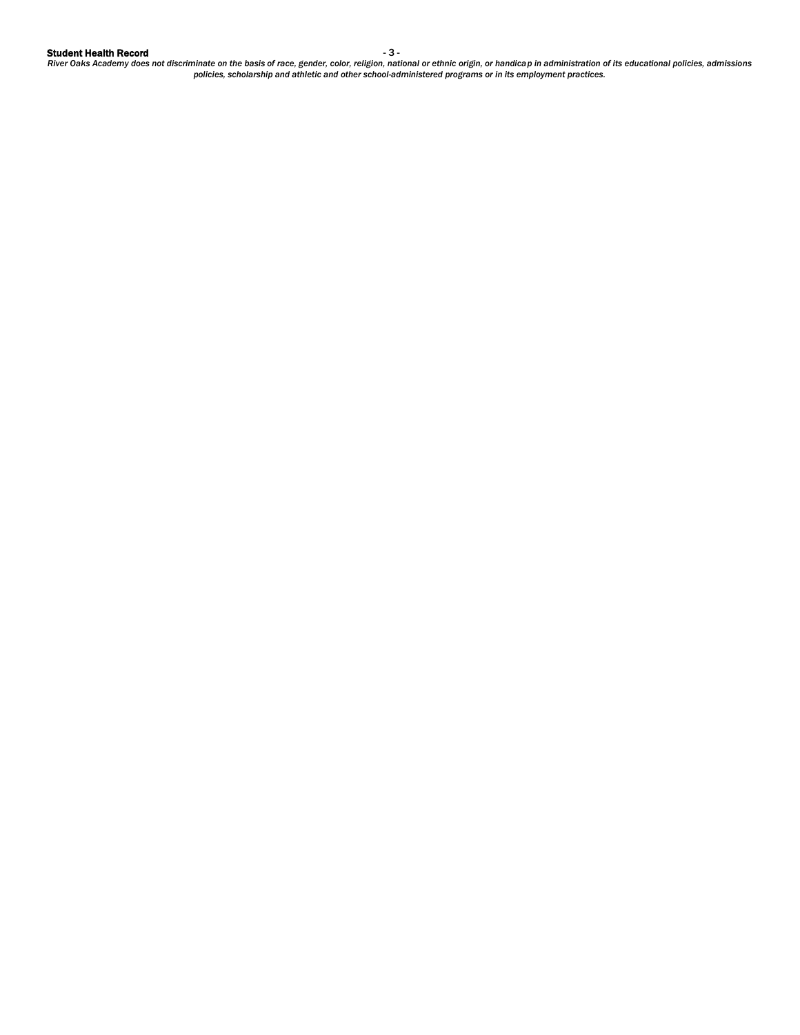*River Oaks Academy does not discriminate on the basis of race, gender, color, religion, national or ethnic origin, or handicap in administration of its educational policies, admissions policies, scholarship and athletic and other school-administered programs or in its employment practices.*